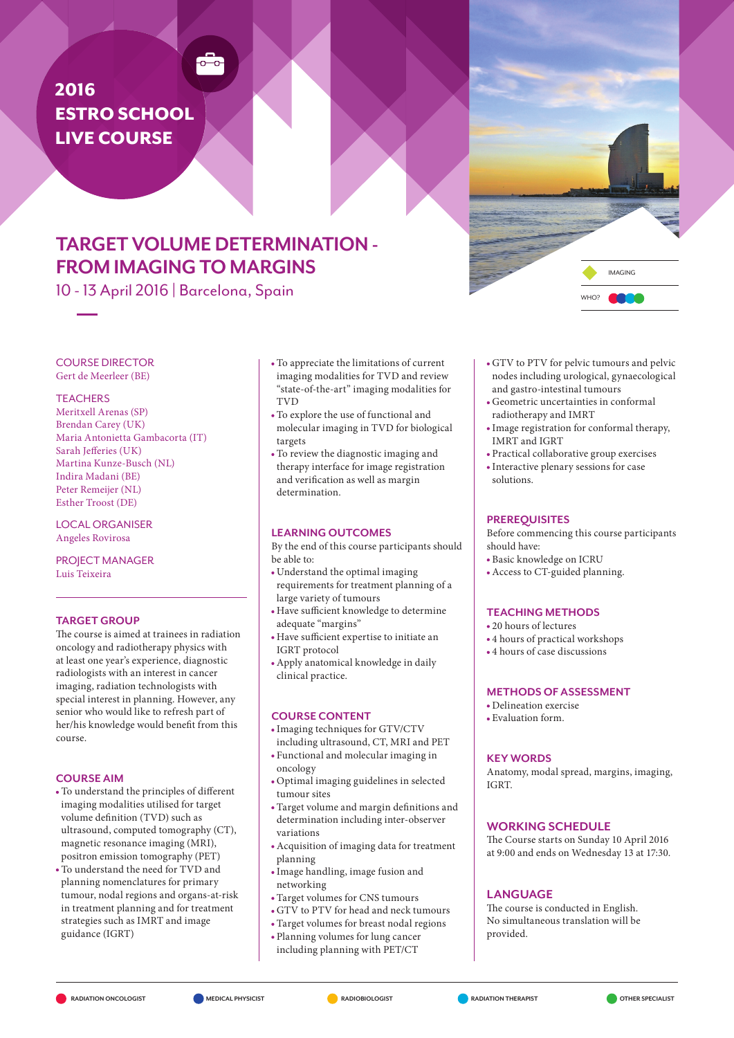# 2016 ESTRO SCHOOL LIVE COURSE

# TARGET VOLUME DETERMINATION - FROM IMAGING TO MARGINS

10 - 13 April 2016 | Barcelona, Spain

IMAGING

WHO?

## COURSE DIRECTOR

Gert de Meerleer (BE)

## TEACHERS

Meritxell Arenas (SP)
Brendan Carey (UK)
Maria Antonietta Gambacorta (IT)
Sarah Jefferies (UK)
Martina Kunze-Busch (NL)
Indira Madani (BE)
Peter Remeijer (NL)
Esther Troost (DE)

## LOCAL ORGANISER

Angeles Rovirosa

## PROJECT MANAGER

Luis Teixeira

## TARGET GROUP

The course is aimed at trainees in radiation oncology and radiotherapy physics with at least one year's experience, diagnostic radiologists with an interest in cancer imaging, radiation technologists with special interest in planning. However, any senior who would like to refresh part of her/his knowledge would benefit from this course.

## COURSE AIM

- To understand the principles of different imaging modalities utilised for target volume definition (TVD) such as ultrasound, computed tomography (CT), magnetic resonance imaging (MRI), positron emission tomography (PET)
- To understand the need for TVD and planning nomenclatures for primary tumour, nodal regions and organs-at-risk in treatment planning and for treatment strategies such as IMRT and image guidance (IGRT)
- To appreciate the limitations of current imaging modalities for TVD and review "state-of-the-art" imaging modalities for TVD
- To explore the use of functional and molecular imaging in TVD for biological targets
- To review the diagnostic imaging and therapy interface for image registration and verification as well as margin determination.

## LEARNING OUTCOMES

By the end of this course participants should be able to:

- Understand the optimal imaging requirements for treatment planning of a large variety of tumours
- Have sufficient knowledge to determine adequate "margins"
- Have sufficient expertise to initiate an IGRT protocol
- Apply anatomical knowledge in daily clinical practice.

## COURSE CONTENT

- Imaging techniques for GTV/CTV including ultrasound, CT, MRI and PET
- Functional and molecular imaging in oncology
- Optimal imaging guidelines in selected tumour sites
- Target volume and margin definitions and determination including inter-observer variations
- Acquisition of imaging data for treatment planning
- Image handling, image fusion and networking
- Target volumes for CNS tumours
- GTV to PTV for head and neck tumours
- Target volumes for breast nodal regions
- Planning volumes for lung cancer including planning with PET/CT
- GTV to PTV for pelvic tumours and pelvic nodes including urological, gynaecological and gastro-intestinal tumours
- Geometric uncertainties in conformal radiotherapy and IMRT
- Image registration for conformal therapy, IMRT and IGRT
- Practical collaborative group exercises
- Interactive plenary sessions for case solutions.

## PREREQUISITES

Before commencing this course participants should have:

- Basic knowledge on ICRU
- Access to CT-guided planning.

## TEACHING METHODS

- 20 hours of lectures
- 4 hours of practical workshops
- 4 hours of case discussions

## METHODS OF ASSESSMENT

- Delineation exercise
- Evaluation form.

## KEY WORDS

Anatomy, modal spread, margins, imaging, IGRT.

## WORKING SCHEDULE

The Course starts on Sunday 10 April 2016 at 9:00 and ends on Wednesday 13 at 17:30.

## LANGUAGE

The course is conducted in English. No simultaneous translation will be provided.

RADIATION ONCOLOGIST | MEDICAL PHYSICIST | RADIOBIOLOGIST | RADIATION THERAPIST | OTHER SPECIALIST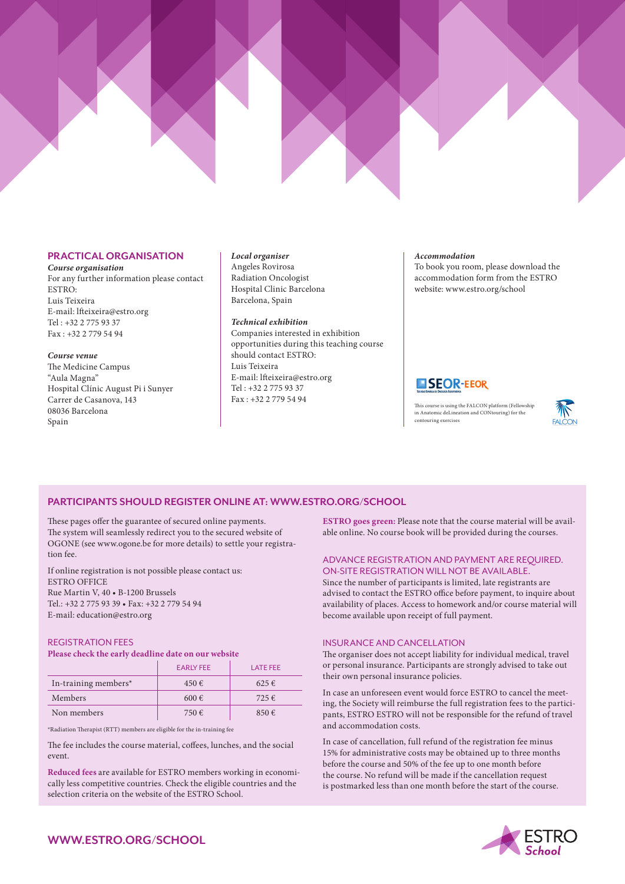## PRACTICAL ORGANISATION

***Course organisation***

For any further information please contact ESTRO:
Luis Teixeira
E-mail: lfteixeira@estro.org
Tel : +32 2 775 93 37
Fax : +32 2 779 54 94

***Course venue***

The Medicine Campus
"Aula Magna"
Hospital Clínic August Pi i Sunyer
Carrer de Casanova, 143
08036 Barcelona
Spain

***Local organiser***

Angeles Rovirosa
Radiation Oncologist
Hospital Clinic Barcelona
Barcelona, Spain

***Technical exhibition***

Companies interested in exhibition opportunities during this teaching course should contact ESTRO:
Luis Teixeira
E-mail: lfteixeira@estro.org
Tel : +32 2 775 93 37
Fax : +32 2 779 54 94

***Accommodation***

To book you room, please download the accommodation form from the ESTRO website: www.estro.org/school

SEOR-EEOR

This course is using the FALCON platform (Fellowship in Anatomic deLineation and CONtouring) for the contouring exercises

FALCON

## PARTICIPANTS SHOULD REGISTER ONLINE AT: WWW.ESTRO.ORG/SCHOOL

These pages offer the guarantee of secured online payments. The system will seamlessly redirect you to the secured website of OGONE (see www.ogone.be for more details) to settle your registration fee.

If online registration is not possible please contact us:
ESTRO OFFICE
Rue Martin V, 40 • B-1200 Brussels
Tel.: +32 2 775 93 39 • Fax: +32 2 779 54 94
E-mail: education@estro.org

### REGISTRATION FEES

**Please check the early deadline date on our website**

| | EARLY FEE | LATE FEE |
|---|---|---|
| In-training members* | 450 € | 625 € |
| Members | 600 € | 725 € |
| Non members | 750 € | 850 € |

*Radiation Therapist (RTT) members are eligible for the in-training fee

The fee includes the course material, coffees, lunches, and the social event.

**Reduced fees** are available for ESTRO members working in economically less competitive countries. Check the eligible countries and the selection criteria on the website of the ESTRO School.

**ESTRO goes green:** Please note that the course material will be available online. No course book will be provided during the courses.

### ADVANCE REGISTRATION AND PAYMENT ARE REQUIRED. ON-SITE REGISTRATION WILL NOT BE AVAILABLE.

Since the number of participants is limited, late registrants are advised to contact the ESTRO office before payment, to inquire about availability of places. Access to homework and/or course material will become available upon receipt of full payment.

### INSURANCE AND CANCELLATION

The organiser does not accept liability for individual medical, travel or personal insurance. Participants are strongly advised to take out their own personal insurance policies.

In case an unforeseen event would force ESTRO to cancel the meeting, the Society will reimburse the full registration fees to the participants, ESTRO ESTRO will not be responsible for the refund of travel and accommodation costs.

In case of cancellation, full refund of the registration fee minus 15% for administrative costs may be obtained up to three months before the course and 50% of the fee up to one month before the course. No refund will be made if the cancellation request is postmarked less than one month before the start of the course.

**WWW.ESTRO.ORG/SCHOOL**

ESTRO School